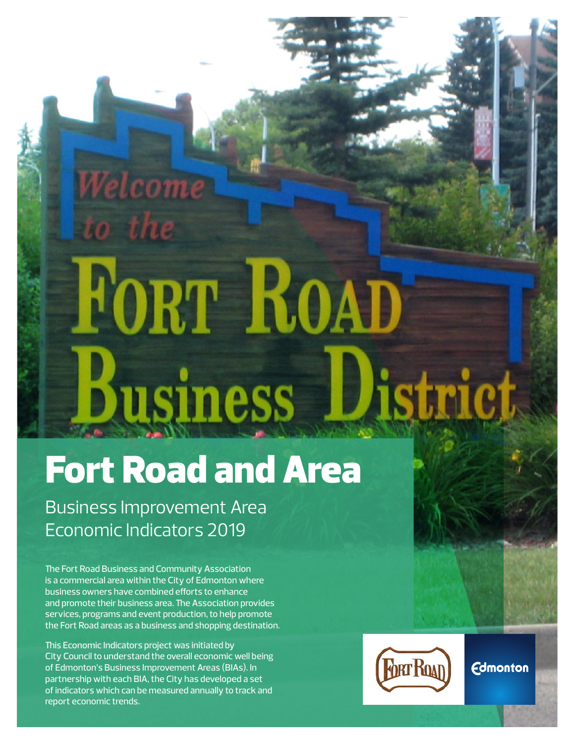# Fort Road and Area

## Business Improvement Area Economic Indicators 2019

The Fort Road Business and Community Association is a commercial area within the City of Edmonton where business owners have combined efforts to enhance and promote their business area. The Association provides services, programs and event production, to help promote the Fort Road areas as a business and shopping destination.

This Economic Indicators project was initiated by City Council to understand the overall economic well being of Edmonton's Business Improvement Areas (BIAs). In partnership with each BIA, the City has developed a set of indicators which can be measured annually to track and report economic trends.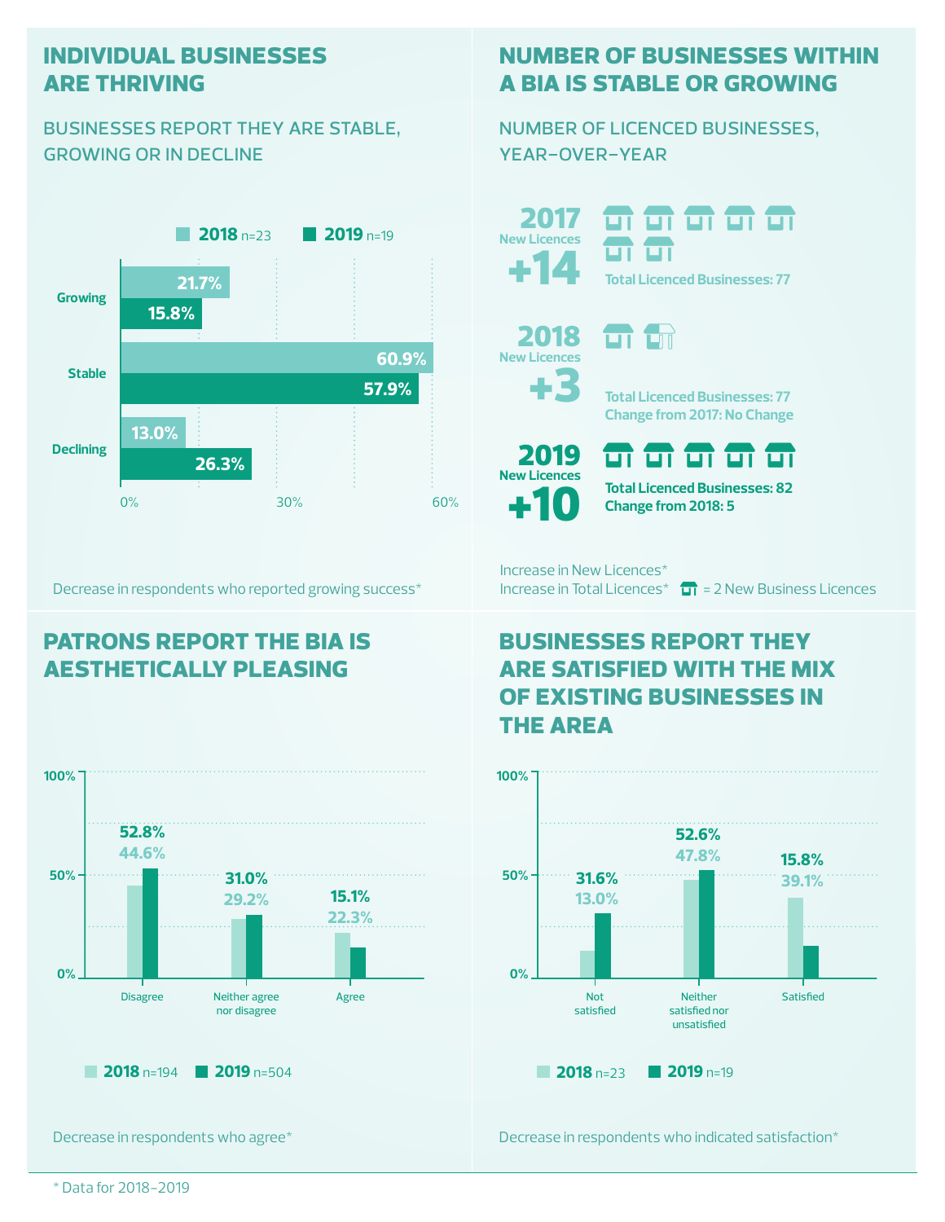## INDIVIDUAL BUSINESSES ARE THRIVING

### BUSINESSES REPORT THEY ARE STABLE, GROWING OR IN DECLINE

| | 2018 n=23 | 2019 n=19 |
|---|---|---|
| Growing | 21.7% | 15.8% |
| Stable | 60.9% | 57.9% |
| Declining | 13.0% | 26.3% |

Decrease in respondents who reported growing success*

## NUMBER OF BUSINESSES WITHIN A BIA IS STABLE OR GROWING

### NUMBER OF LICENCED BUSINESSES, YEAR-OVER-YEAR

**2017** New Licences **+14**
Total Licenced Businesses: 77

**2018** New Licences **+3**
Total Licenced Businesses: 77
Change from 2017: No Change

**2019** New Licences **+10**
Total Licenced Businesses: 82
Change from 2018: 5

Increase in New Licences*
Increase in Total Licences*

= 2 New Business Licences

## PATRONS REPORT THE BIA IS AESTHETICALLY PLEASING

| | 2018 n=194 | 2019 n=504 |
|---|---|---|
| Disagree | 44.6% | 52.8% |
| Neither agree nor disagree | 29.2% | 31.0% |
| Agree | 22.3% | 15.1% |

Decrease in respondents who agree*

## BUSINESSES REPORT THEY ARE SATISFIED WITH THE MIX OF EXISTING BUSINESSES IN THE AREA

| | 2018 n=23 | 2019 n=19 |
|---|---|---|
| Not satisfied | 13.0% | 31.6% |
| Neither satisfied nor unsatisfied | 47.8% | 52.6% |
| Satisfied | 39.1% | 15.8% |

Decrease in respondents who indicated satisfaction*

* Data for 2018-2019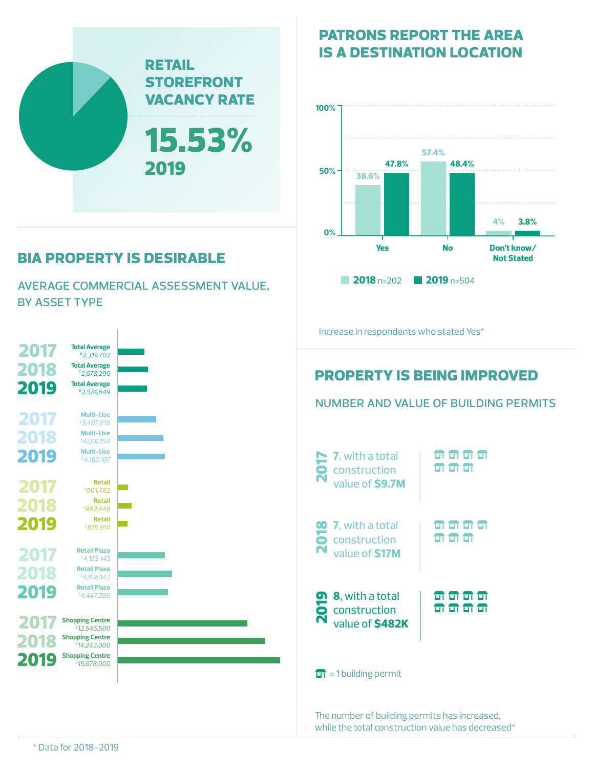## RETAIL STOREFRONT VACANCY RATE

**15.53%**
**2019**

## BIA PROPERTY IS DESIRABLE

AVERAGE COMMERCIAL ASSESSMENT VALUE, BY ASSET TYPE

| Year | Asset Type | Value |
|---|---|---|
| 2017 | Total Average | $2,319,702 |
| 2018 | Total Average | $2,678,296 |
| 2019 | Total Average | $2,574,649 |
| 2017 | Multi-Use | $3,407,818 |
| 2018 | Multi-Use | $4,010,154 |
| 2019 | Multi-Use | $4,162,107 |
| 2017 | Retail | $901,482 |
| 2018 | Retail | $992,446 |
| 2019 | Retail | $879,914 |
| 2017 | Retail Plaza | $4,193,143 |
| 2018 | Retail Plaza | $4,818,143 |
| 2019 | Retail Plaza | $4,447,286 |
| 2017 | Shopping Centre | $12,546,500 |
| 2018 | Shopping Centre | $14,243,000 |
| 2019 | Shopping Centre | $15,678,000 |

## PATRONS REPORT THE AREA IS A DESTINATION LOCATION

| | 2018 n=202 | 2019 n=504 |
|---|---|---|
| Yes | 38.6% | 47.8% |
| No | 57.4% | 48.4% |
| Don't know/ Not Stated | 4% | 3.8% |

Increase in respondents who stated Yes*

## PROPERTY IS BEING IMPROVED

NUMBER AND VALUE OF BUILDING PERMITS

**2017** **7**, with a total construction value of **$9.7M**

**2018** **7**, with a total construction value of **$17M**

**2019** **8**, with a total construction value of **$482K**

= 1 building permit

The number of building permits has increased, while the total construction value has decreased*

\* Data for 2018–2019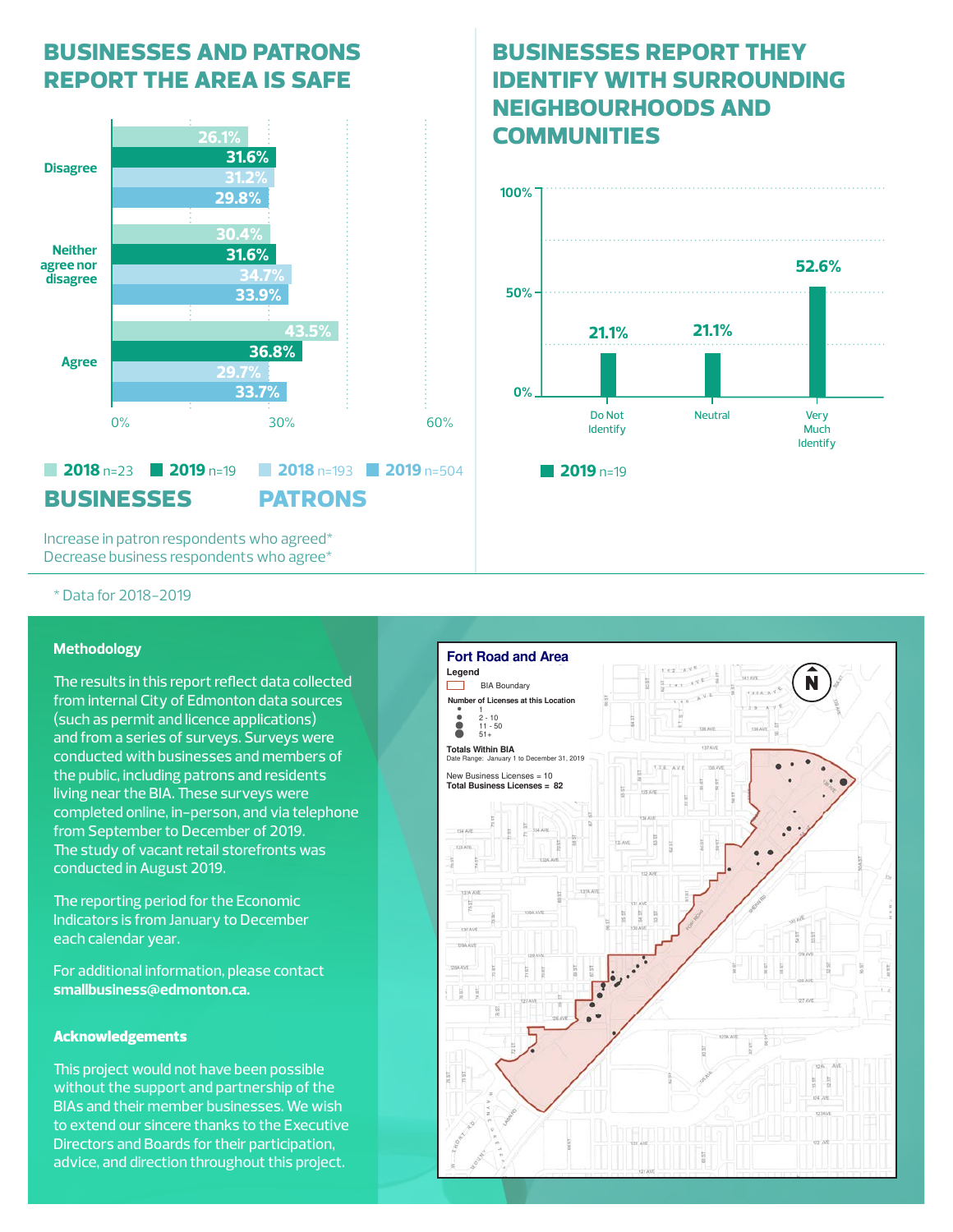## BUSINESSES AND PATRONS REPORT THE AREA IS SAFE

Disagree
26.1%
31.6%
31.2%
29.8%

Neither agree nor disagree
30.4%
31.6%
34.7%
33.9%

Agree
43.5%
36.8%
29.7%
33.7%

0%
30%
60%

2018 n=23 | 2019 n=19 | 2018 n=193 | 2019 n=504

**BUSINESSES** **PATRONS**

Increase in patron respondents who agreed*
Decrease business respondents who agree*

## BUSINESSES REPORT THEY IDENTIFY WITH SURROUNDING NEIGHBOURHOODS AND COMMUNITIES

100%
50%
0%

21.1%
Do Not Identify

21.1%
Neutral

52.6%
Very Much Identify

2019 n=19

\* Data for 2018–2019

### Methodology

The results in this report reflect data collected from internal City of Edmonton data sources (such as permit and licence applications) and from a series of surveys. Surveys were conducted with businesses and members of the public, including patrons and residents living near the BIA. These surveys were completed online, in-person, and via telephone from September to December of 2019. The study of vacant retail storefronts was conducted in August 2019.

The reporting period for the Economic Indicators is from January to December each calendar year.

For additional information, please contact **smallbusiness@edmonton.ca.**

### Acknowledgements

This project would not have been possible without the support and partnership of the BIAs and their member businesses. We wish to extend our sincere thanks to the Executive Directors and Boards for their participation, advice, and direction throughout this project.

**Fort Road and Area**

Legend
BIA Boundary

Number of Licenses at this Location
1
2 - 10
11 - 50
51+

Totals Within BIA
Date Range: January 1 to December 31, 2019

New Business Licenses = 10
Total Business Licenses = 82